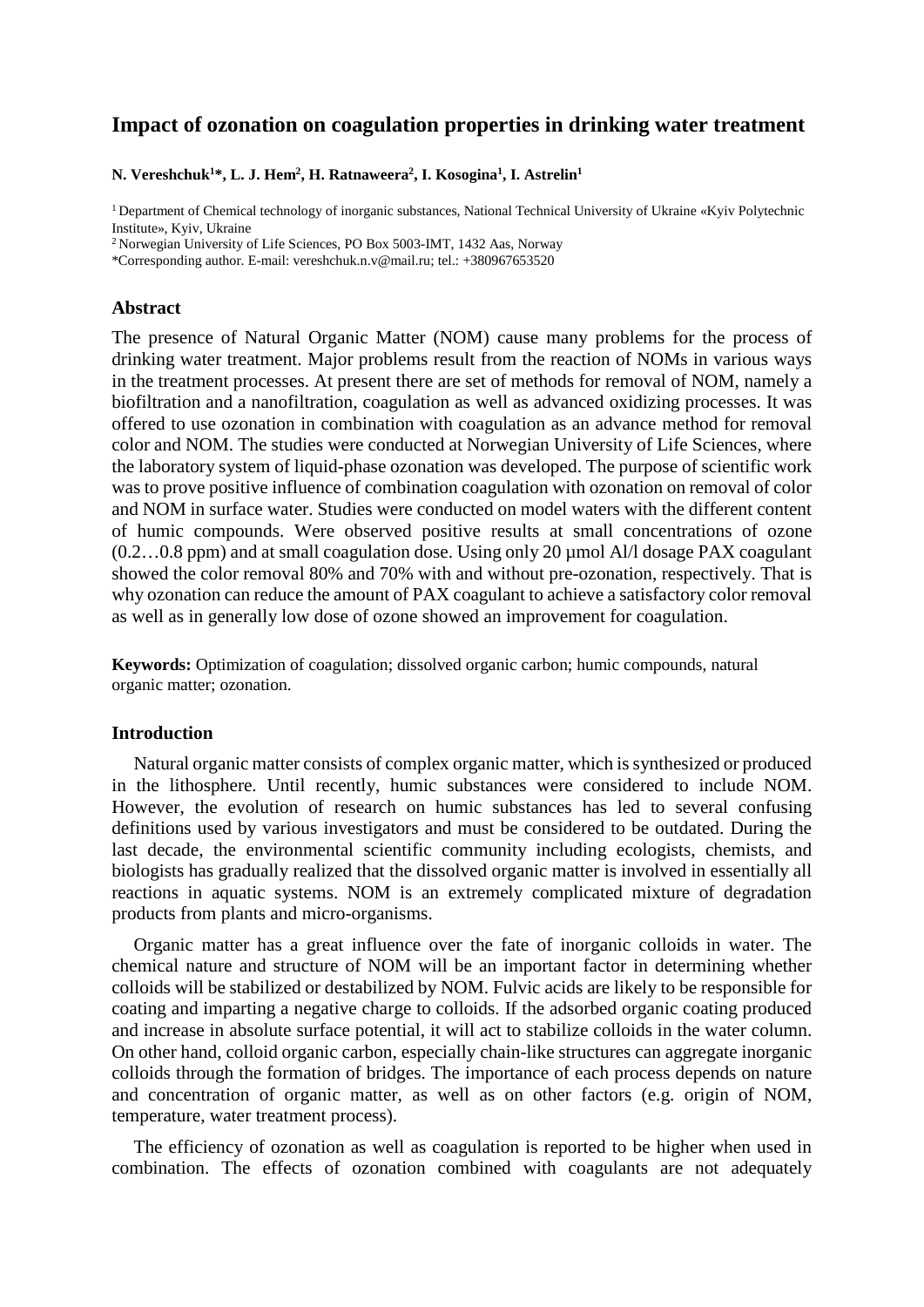# Impact of ozonation on coagulation properties in drinking water treatment

**N. Vereshchuk[1]\*, L. J. Hem[2], H. Ratnaweera[2], I. Kosogina[1], I. Astrelin[1]**

[1] Department of Chemical technology of inorganic substances, National Technical University of Ukraine «Kyiv Polytechnic Institute», Kyiv, Ukraine

[2] Norwegian University of Life Sciences, PO Box 5003-IMT, 1432 Aas, Norway

\*Corresponding author. E-mail: vereshchuk.n.v@mail.ru; tel.: +380967653520

## Abstract

The presence of Natural Organic Matter (NOM) cause many problems for the process of drinking water treatment. Major problems result from the reaction of NOMs in various ways in the treatment processes. At present there are set of methods for removal of NOM, namely a biofiltration and a nanofiltration, coagulation as well as advanced oxidizing processes. It was offered to use ozonation in combination with coagulation as an advance method for removal color and NOM. The studies were conducted at Norwegian University of Life Sciences, where the laboratory system of liquid-phase ozonation was developed. The purpose of scientific work was to prove positive influence of combination coagulation with ozonation on removal of color and NOM in surface water. Studies were conducted on model waters with the different content of humic compounds. Were observed positive results at small concentrations of ozone (0.2…0.8 ppm) and at small coagulation dose. Using only 20 μmol Al/l dosage PAX coagulant showed the color removal 80% and 70% with and without pre-ozonation, respectively. That is why ozonation can reduce the amount of PAX coagulant to achieve a satisfactory color removal as well as in generally low dose of ozone showed an improvement for coagulation.

**Keywords:** Optimization of coagulation; dissolved organic carbon; humic compounds, natural organic matter; ozonation.

## Introduction

Natural organic matter consists of complex organic matter, which is synthesized or produced in the lithosphere. Until recently, humic substances were considered to include NOM. However, the evolution of research on humic substances has led to several confusing definitions used by various investigators and must be considered to be outdated. During the last decade, the environmental scientific community including ecologists, chemists, and biologists has gradually realized that the dissolved organic matter is involved in essentially all reactions in aquatic systems. NOM is an extremely complicated mixture of degradation products from plants and micro-organisms.

Organic matter has a great influence over the fate of inorganic colloids in water. The chemical nature and structure of NOM will be an important factor in determining whether colloids will be stabilized or destabilized by NOM. Fulvic acids are likely to be responsible for coating and imparting a negative charge to colloids. If the adsorbed organic coating produced and increase in absolute surface potential, it will act to stabilize colloids in the water column. On other hand, colloid organic carbon, especially chain-like structures can aggregate inorganic colloids through the formation of bridges. The importance of each process depends on nature and concentration of organic matter, as well as on other factors (e.g. origin of NOM, temperature, water treatment process).

The efficiency of ozonation as well as coagulation is reported to be higher when used in combination. The effects of ozonation combined with coagulants are not adequately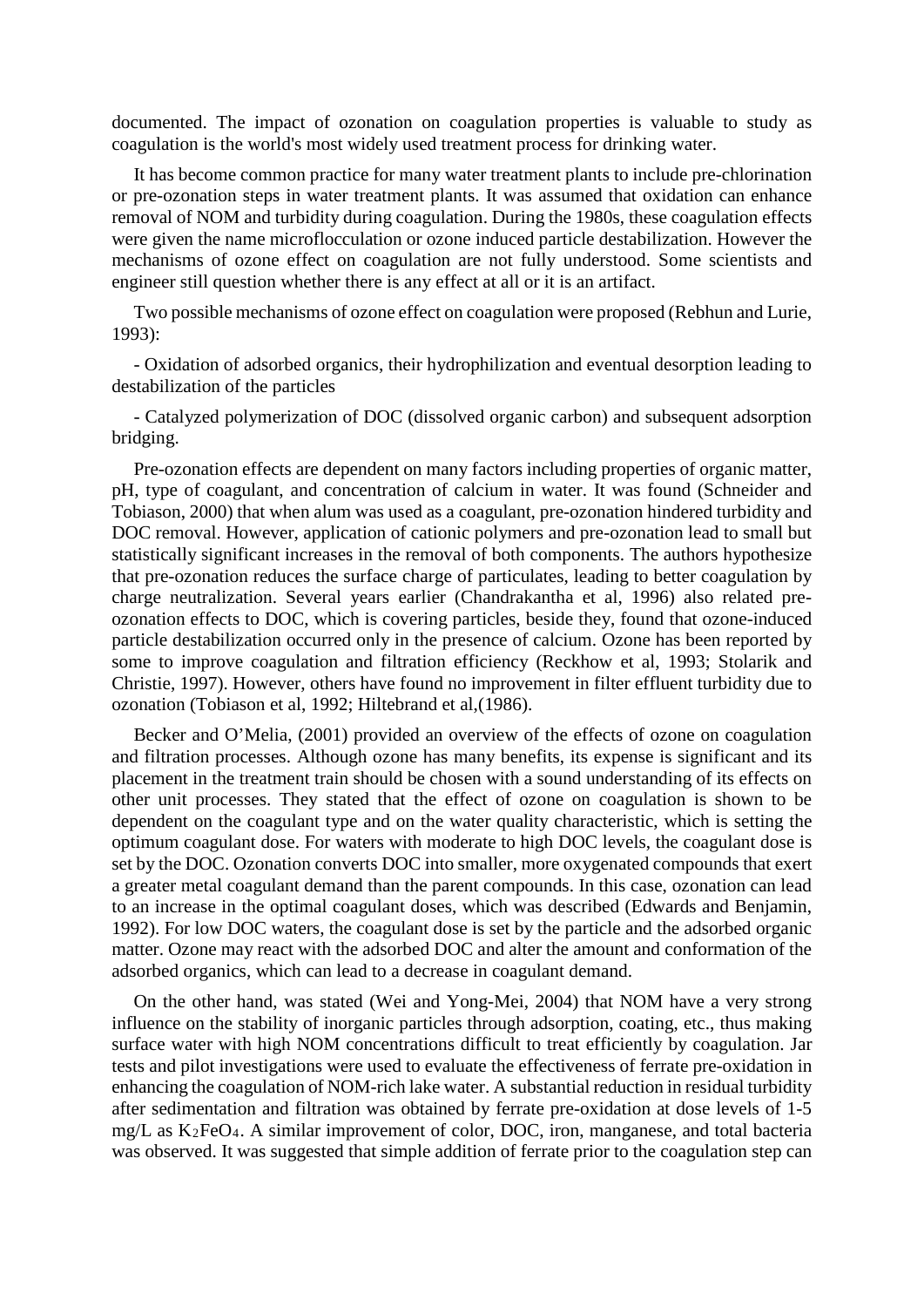documented. The impact of ozonation on coagulation properties is valuable to study as coagulation is the world's most widely used treatment process for drinking water.

It has become common practice for many water treatment plants to include pre-chlorination or pre-ozonation steps in water treatment plants. It was assumed that oxidation can enhance removal of NOM and turbidity during coagulation. During the 1980s, these coagulation effects were given the name microflocculation or ozone induced particle destabilization. However the mechanisms of ozone effect on coagulation are not fully understood. Some scientists and engineer still question whether there is any effect at all or it is an artifact.

Two possible mechanisms of ozone effect on coagulation were proposed (Rebhun and Lurie, 1993):

- Oxidation of adsorbed organics, their hydrophilization and eventual desorption leading to destabilization of the particles

- Catalyzed polymerization of DOC (dissolved organic carbon) and subsequent adsorption bridging.

Pre-ozonation effects are dependent on many factors including properties of organic matter, pH, type of coagulant, and concentration of calcium in water. It was found (Schneider and Tobiason, 2000) that when alum was used as a coagulant, pre-ozonation hindered turbidity and DOC removal. However, application of cationic polymers and pre-ozonation lead to small but statistically significant increases in the removal of both components. The authors hypothesize that pre-ozonation reduces the surface charge of particulates, leading to better coagulation by charge neutralization. Several years earlier (Chandrakantha et al, 1996) also related pre-ozonation effects to DOC, which is covering particles, beside they, found that ozone-induced particle destabilization occurred only in the presence of calcium. Ozone has been reported by some to improve coagulation and filtration efficiency (Reckhow et al, 1993; Stolarik and Christie, 1997). However, others have found no improvement in filter effluent turbidity due to ozonation (Tobiason et al, 1992; Hiltebrand et al,(1986).

Becker and O'Melia, (2001) provided an overview of the effects of ozone on coagulation and filtration processes. Although ozone has many benefits, its expense is significant and its placement in the treatment train should be chosen with a sound understanding of its effects on other unit processes. They stated that the effect of ozone on coagulation is shown to be dependent on the coagulant type and on the water quality characteristic, which is setting the optimum coagulant dose. For waters with moderate to high DOC levels, the coagulant dose is set by the DOC. Ozonation converts DOC into smaller, more oxygenated compounds that exert a greater metal coagulant demand than the parent compounds. In this case, ozonation can lead to an increase in the optimal coagulant doses, which was described (Edwards and Benjamin, 1992). For low DOC waters, the coagulant dose is set by the particle and the adsorbed organic matter. Ozone may react with the adsorbed DOC and alter the amount and conformation of the adsorbed organics, which can lead to a decrease in coagulant demand.

On the other hand, was stated (Wei and Yong-Mei, 2004) that NOM have a very strong influence on the stability of inorganic particles through adsorption, coating, etc., thus making surface water with high NOM concentrations difficult to treat efficiently by coagulation. Jar tests and pilot investigations were used to evaluate the effectiveness of ferrate pre-oxidation in enhancing the coagulation of NOM-rich lake water. A substantial reduction in residual turbidity after sedimentation and filtration was obtained by ferrate pre-oxidation at dose levels of 1-5 mg/L as $K_2FeO_4$. A similar improvement of color, DOC, iron, manganese, and total bacteria was observed. It was suggested that simple addition of ferrate prior to the coagulation step can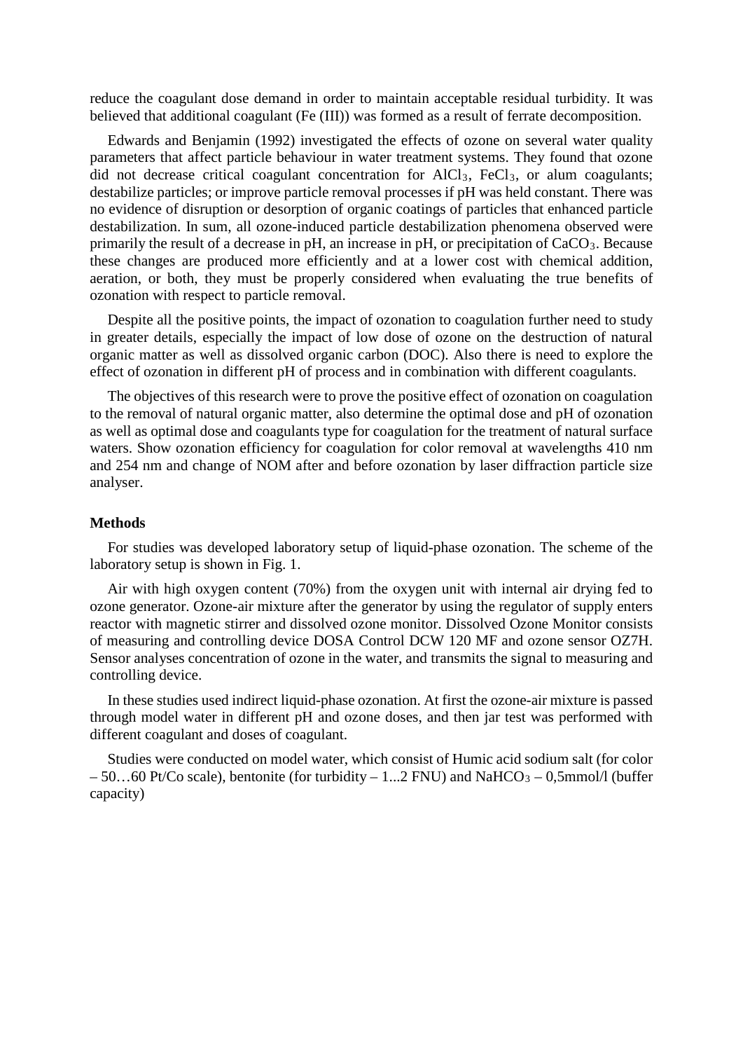reduce the coagulant dose demand in order to maintain acceptable residual turbidity. It was believed that additional coagulant (Fe (III)) was formed as a result of ferrate decomposition.

Edwards and Benjamin (1992) investigated the effects of ozone on several water quality parameters that affect particle behaviour in water treatment systems. They found that ozone did not decrease critical coagulant concentration for $AlCl_3$, $FeCl_3$, or alum coagulants; destabilize particles; or improve particle removal processes if pH was held constant. There was no evidence of disruption or desorption of organic coatings of particles that enhanced particle destabilization. In sum, all ozone-induced particle destabilization phenomena observed were primarily the result of a decrease in pH, an increase in pH, or precipitation of $CaCO_3$. Because these changes are produced more efficiently and at a lower cost with chemical addition, aeration, or both, they must be properly considered when evaluating the true benefits of ozonation with respect to particle removal.

Despite all the positive points, the impact of ozonation to coagulation further need to study in greater details, especially the impact of low dose of ozone on the destruction of natural organic matter as well as dissolved organic carbon (DOC). Also there is need to explore the effect of ozonation in different pH of process and in combination with different coagulants.

The objectives of this research were to prove the positive effect of ozonation on coagulation to the removal of natural organic matter, also determine the optimal dose and pH of ozonation as well as optimal dose and coagulants type for coagulation for the treatment of natural surface waters. Show ozonation efficiency for coagulation for color removal at wavelengths 410 nm and 254 nm and change of NOM after and before ozonation by laser diffraction particle size analyser.

**Methods**

For studies was developed laboratory setup of liquid-phase ozonation. The scheme of the laboratory setup is shown in Fig. 1.

Air with high oxygen content (70%) from the oxygen unit with internal air drying fed to ozone generator. Ozone-air mixture after the generator by using the regulator of supply enters reactor with magnetic stirrer and dissolved ozone monitor. Dissolved Ozone Monitor consists of measuring and controlling device DOSA Control DCW 120 MF and ozone sensor OZ7H. Sensor analyses concentration of ozone in the water, and transmits the signal to measuring and controlling device.

In these studies used indirect liquid-phase ozonation. At first the ozone-air mixture is passed through model water in different pH and ozone doses, and then jar test was performed with different coagulant and doses of coagulant.

Studies were conducted on model water, which consist of Humic acid sodium salt (for color – 50…60 Pt/Co scale), bentonite (for turbidity – 1...2 FNU) and $NaHCO_3$ – 0,5mmol/l (buffer capacity)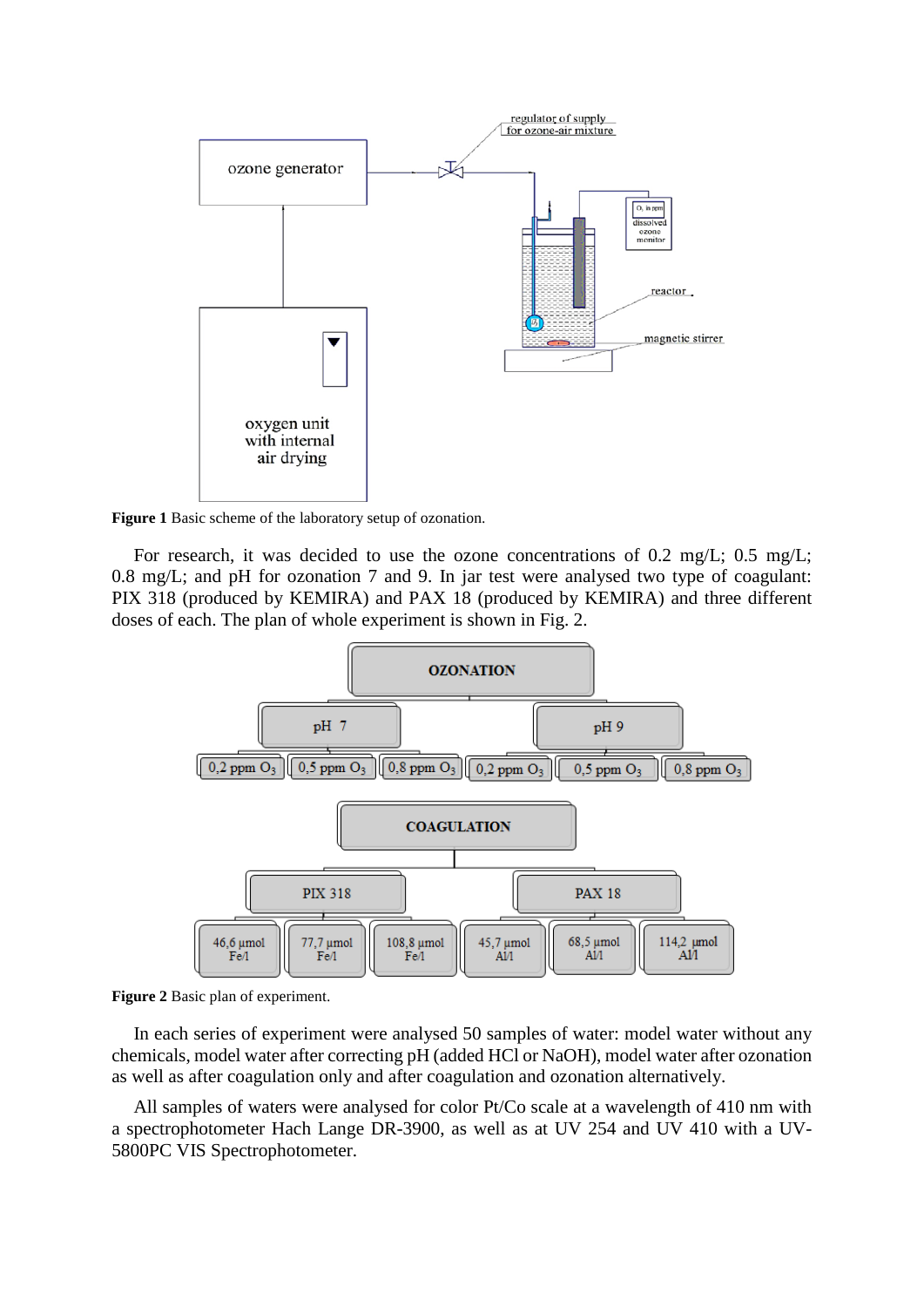**Figure 1** Basic scheme of the laboratory setup of ozonation.

For research, it was decided to use the ozone concentrations of 0.2 mg/L; 0.5 mg/L; 0.8 mg/L; and pH for ozonation 7 and 9. In jar test were analysed two type of coagulant: PIX 318 (produced by KEMIRA) and PAX 18 (produced by KEMIRA) and three different doses of each. The plan of whole experiment is shown in Fig. 2.

**Figure 2** Basic plan of experiment.

In each series of experiment were analysed 50 samples of water: model water without any chemicals, model water after correcting pH (added HCl or NaOH), model water after ozonation as well as after coagulation only and after coagulation and ozonation alternatively.

All samples of waters were analysed for color Pt/Co scale at a wavelength of 410 nm with a spectrophotometer Hach Lange DR-3900, as well as at UV 254 and UV 410 with a UV-5800PC VIS Spectrophotometer.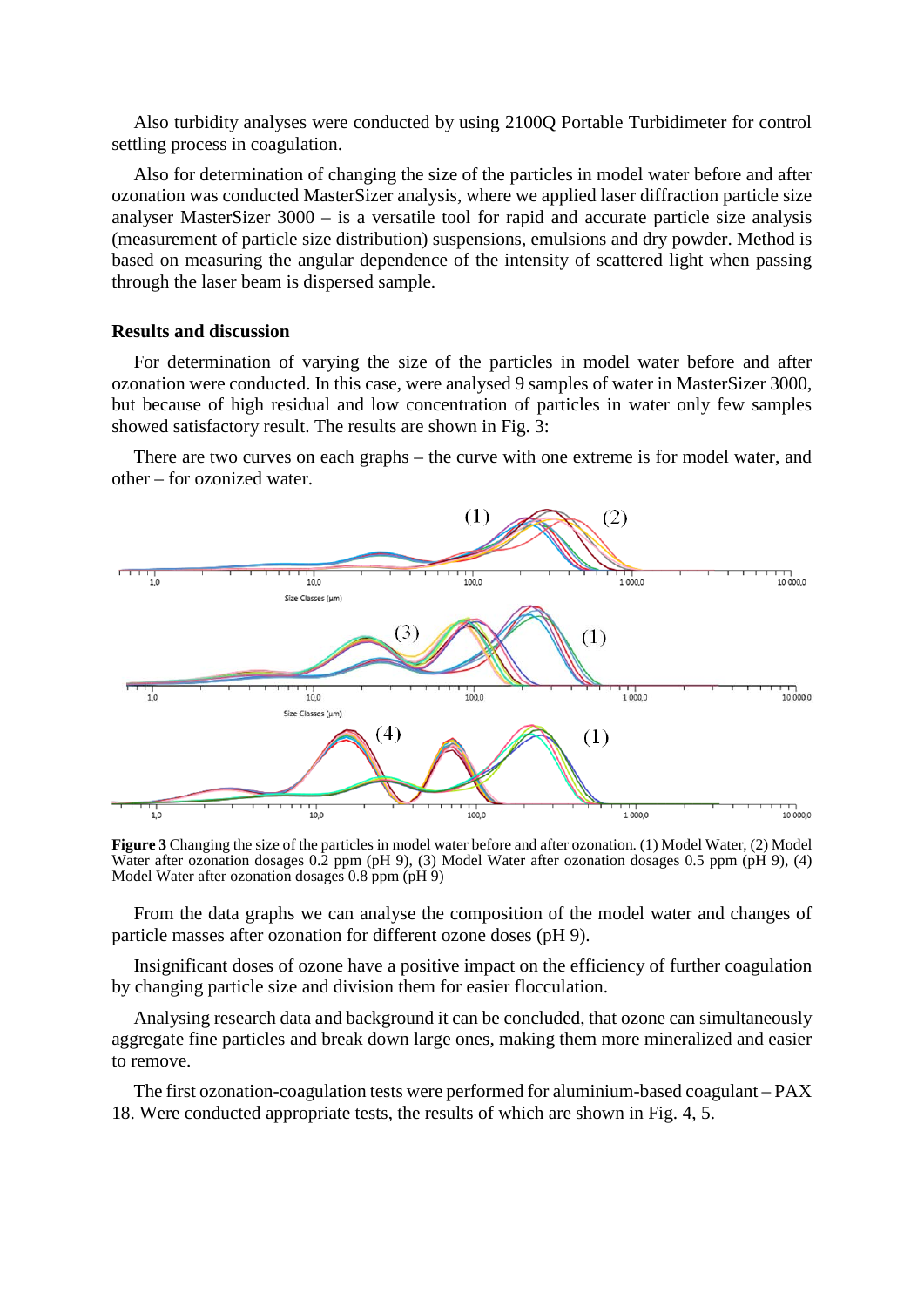Also turbidity analyses were conducted by using 2100Q Portable Turbidimeter for control settling process in coagulation.

Also for determination of changing the size of the particles in model water before and after ozonation was conducted MasterSizer analysis, where we applied laser diffraction particle size analyser MasterSizer 3000 – is a versatile tool for rapid and accurate particle size analysis (measurement of particle size distribution) suspensions, emulsions and dry powder. Method is based on measuring the angular dependence of the intensity of scattered light when passing through the laser beam is dispersed sample.

## Results and discussion

For determination of varying the size of the particles in model water before and after ozonation were conducted. In this case, were analysed 9 samples of water in MasterSizer 3000, but because of high residual and low concentration of particles in water only few samples showed satisfactory result. The results are shown in Fig. 3:

There are two curves on each graphs – the curve with one extreme is for model water, and other – for ozonized water.

**Figure 3** Changing the size of the particles in model water before and after ozonation. (1) Model Water, (2) Model Water after ozonation dosages 0.2 ppm (pH 9), (3) Model Water after ozonation dosages 0.5 ppm (pH 9), (4) Model Water after ozonation dosages 0.8 ppm (pH 9)

From the data graphs we can analyse the composition of the model water and changes of particle masses after ozonation for different ozone doses (pH 9).

Insignificant doses of ozone have a positive impact on the efficiency of further coagulation by changing particle size and division them for easier flocculation.

Analysing research data and background it can be concluded, that ozone can simultaneously aggregate fine particles and break down large ones, making them more mineralized and easier to remove.

The first ozonation-coagulation tests were performed for aluminium-based coagulant – PAX 18. Were conducted appropriate tests, the results of which are shown in Fig. 4, 5.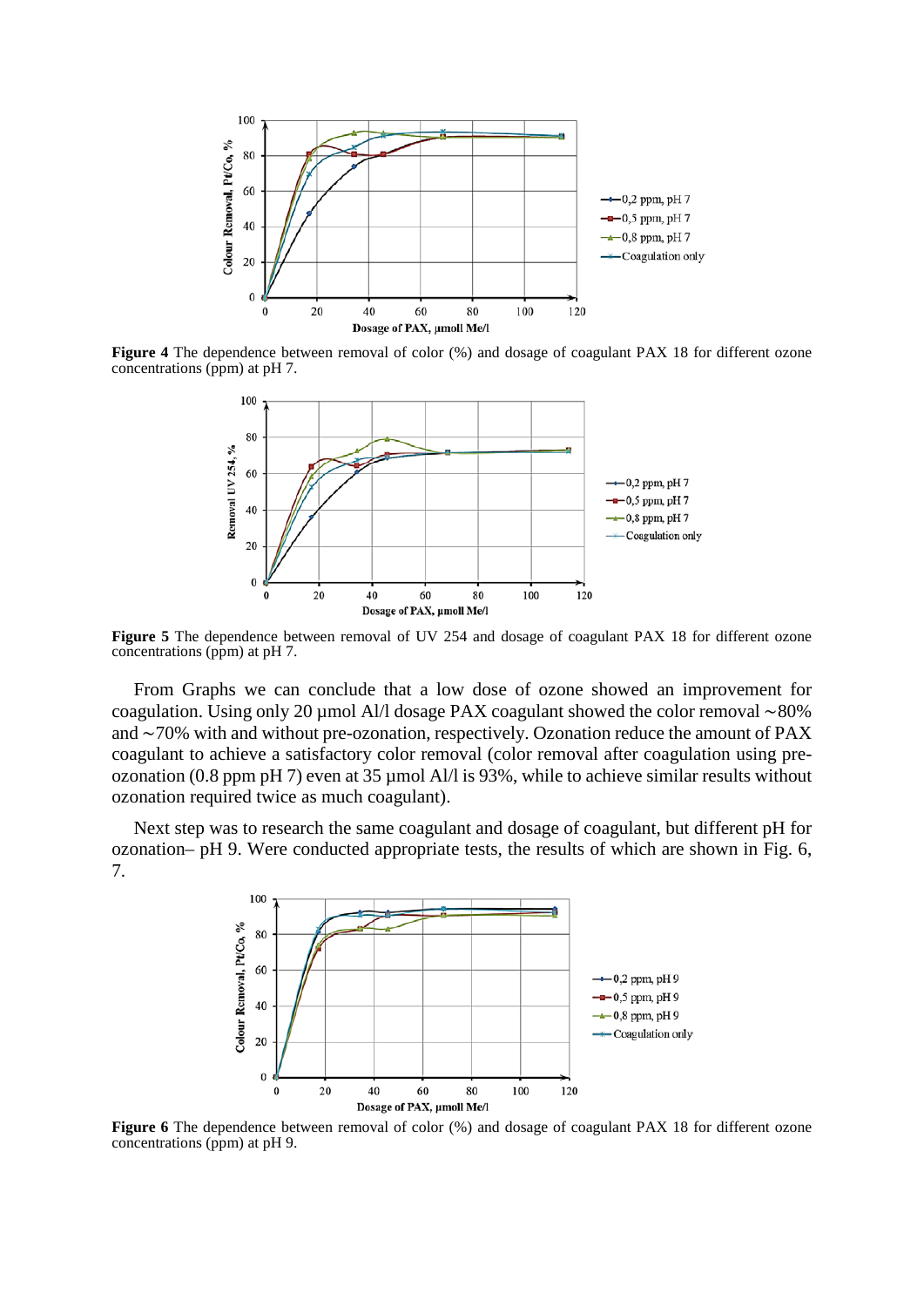**Figure 4** The dependence between removal of color (%) and dosage of coagulant PAX 18 for different ozone concentrations (ppm) at pH 7.

**Figure 5** The dependence between removal of UV 254 and dosage of coagulant PAX 18 for different ozone concentrations (ppm) at pH 7.

From Graphs we can conclude that a low dose of ozone showed an improvement for coagulation. Using only 20 µmol Al/l dosage PAX coagulant showed the color removal ~80% and ~70% with and without pre-ozonation, respectively. Ozonation reduce the amount of PAX coagulant to achieve a satisfactory color removal (color removal after coagulation using pre-ozonation (0.8 ppm pH 7) even at 35 µmol Al/l is 93%, while to achieve similar results without ozonation required twice as much coagulant).

Next step was to research the same coagulant and dosage of coagulant, but different pH for ozonation– pH 9. Were conducted appropriate tests, the results of which are shown in Fig. 6, 7.

**Figure 6** The dependence between removal of color (%) and dosage of coagulant PAX 18 for different ozone concentrations (ppm) at pH 9.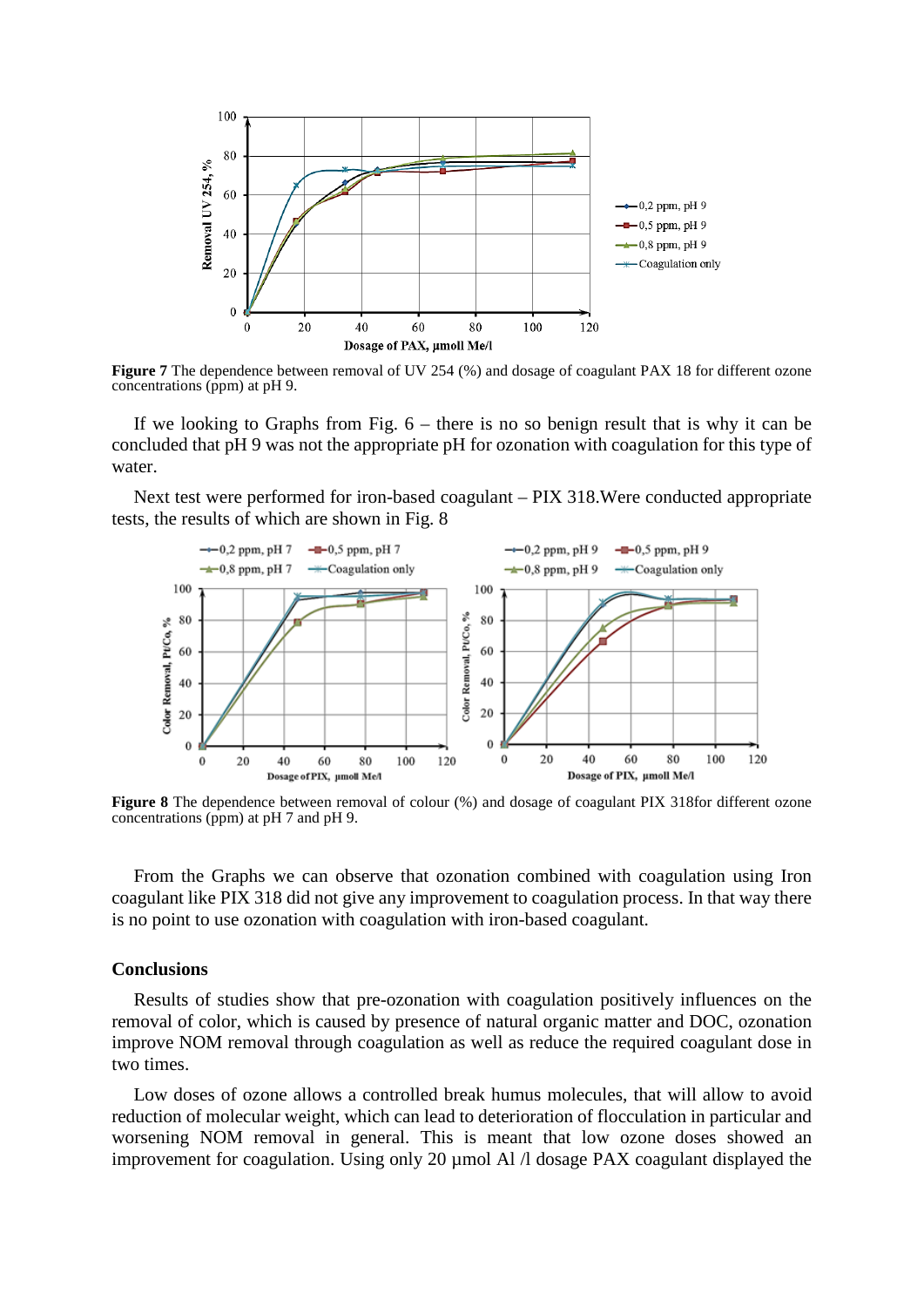**Figure 7** The dependence between removal of UV 254 (%) and dosage of coagulant PAX 18 for different ozone concentrations (ppm) at pH 9.

If we looking to Graphs from Fig. 6 – there is no so benign result that is why it can be concluded that pH 9 was not the appropriate pH for ozonation with coagulation for this type of water.

Next test were performed for iron-based coagulant – PIX 318.Were conducted appropriate tests, the results of which are shown in Fig. 8

**Figure 8** The dependence between removal of colour (%) and dosage of coagulant PIX 318for different ozone concentrations (ppm) at pH 7 and pH 9.

From the Graphs we can observe that ozonation combined with coagulation using Iron coagulant like PIX 318 did not give any improvement to coagulation process. In that way there is no point to use ozonation with coagulation with iron-based coagulant.

## Conclusions

Results of studies show that pre-ozonation with coagulation positively influences on the removal of color, which is caused by presence of natural organic matter and DOC, ozonation improve NOM removal through coagulation as well as reduce the required coagulant dose in two times.

Low doses of ozone allows a controlled break humus molecules, that will allow to avoid reduction of molecular weight, which can lead to deterioration of flocculation in particular and worsening NOM removal in general. This is meant that low ozone doses showed an improvement for coagulation. Using only 20 µmol Al /l dosage PAX coagulant displayed the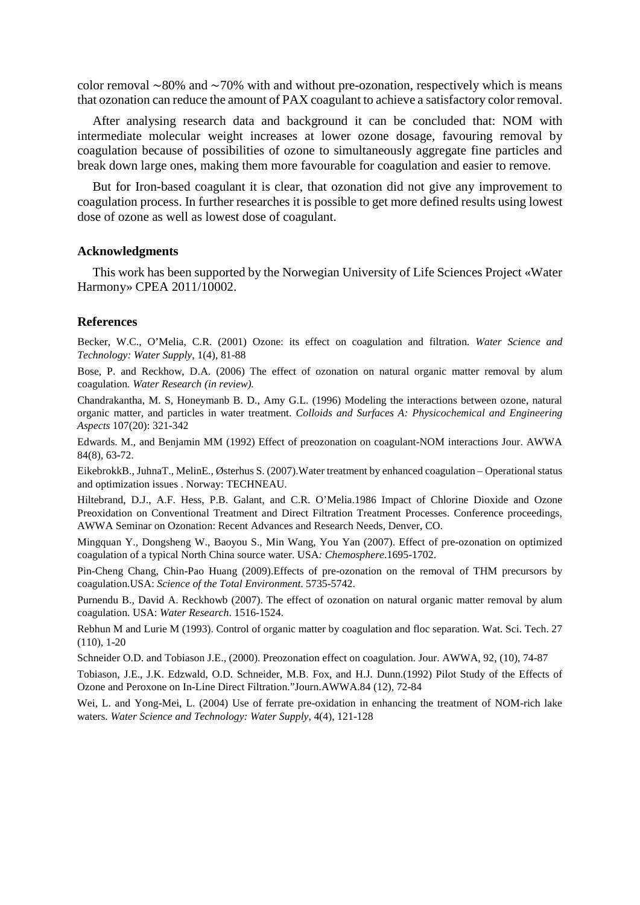color removal ~80% and ~70% with and without pre-ozonation, respectively which is means that ozonation can reduce the amount of PAX coagulant to achieve a satisfactory color removal.

After analysing research data and background it can be concluded that: NOM with intermediate molecular weight increases at lower ozone dosage, favouring removal by coagulation because of possibilities of ozone to simultaneously aggregate fine particles and break down large ones, making them more favourable for coagulation and easier to remove.

But for Iron-based coagulant it is clear, that ozonation did not give any improvement to coagulation process. In further researches it is possible to get more defined results using lowest dose of ozone as well as lowest dose of coagulant.

### Acknowledgments

This work has been supported by the Norwegian University of Life Sciences Project «Water Harmony» CPEA 2011/10002.

### References

Becker, W.C., O'Melia, C.R. (2001) Ozone: its effect on coagulation and filtration. *Water Science and Technology: Water Supply*, 1(4), 81-88

Bose, P. and Reckhow, D.A. (2006) The effect of ozonation on natural organic matter removal by alum coagulation*. Water Research (in review).*

Chandrakantha, M. S, Honeymanb B. D., Amy G.L. (1996) Modeling the interactions between ozone, natural organic matter, and particles in water treatment. *Colloids and Surfaces A: Physicochemical and Engineering Aspects* 107(20): 321-342

Edwards. M., and Benjamin MM (1992) Effect of preozonation on coagulant-NOM interactions Jour. AWWA 84(8), 63-72.

EikebrokkB., JuhnaT., MelinE., Østerhus S. (2007).Water treatment by enhanced coagulation – Operational status and optimization issues . Norway: TECHNEAU.

Hiltebrand, D.J., A.F. Hess, P.B. Galant, and C.R. O'Melia.1986 Impact of Chlorine Dioxide and Ozone Preoxidation on Conventional Treatment and Direct Filtration Treatment Processes. Conference proceedings, AWWA Seminar on Ozonation: Recent Advances and Research Needs, Denver, CO.

Mingquan Y., Dongsheng W., Baoyou S., Min Wang, You Yan (2007). Effect of pre-ozonation on optimized coagulation of a typical North China source water. USA*: Chemosphere*.1695-1702.

Pin-Cheng Chang, Chin-Pao Huang (2009).Effects of pre-ozonation on the removal of THM precursors by coagulation.USA: *Science of the Total Environment*. 5735-5742.

Purnendu B., David A. Reckhowb (2007). The effect of ozonation on natural organic matter removal by alum coagulation. USA: *Water Research*. 1516-1524.

Rebhun M and Lurie M (1993). Control of organic matter by coagulation and floc separation. Wat. Sci. Tech. 27 (110), 1-20

Schneider O.D. and Tobiason J.E., (2000). Preozonation effect on coagulation. Jour. AWWA, 92, (10), 74-87

Tobiason, J.E., J.K. Edzwald, O.D. Schneider, M.B. Fox, and H.J. Dunn.(1992) Pilot Study of the Effects of Ozone and Peroxone on In-Line Direct Filtration."Journ.AWWA.84 (12), 72-84

Wei, L. and Yong-Mei, L. (2004) Use of ferrate pre-oxidation in enhancing the treatment of NOM-rich lake waters. *Water Science and Technology: Water Supply*, 4(4), 121-128